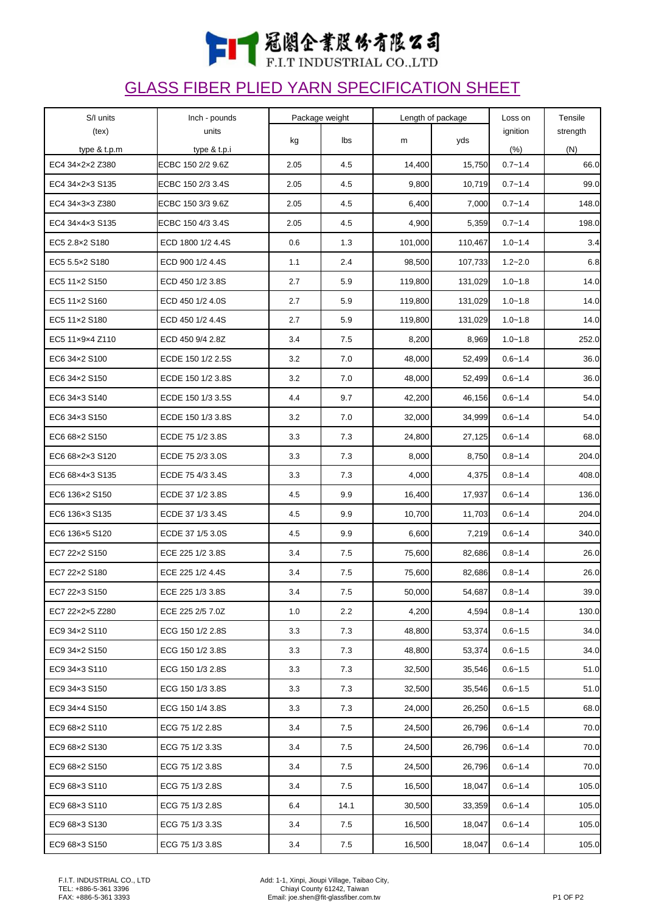# 冠閣企業股份有限公司
F.I.T INDUSTRIAL CO.,LTD

## GLASS FIBER PLIED YARN SPECIFICATION SHEET

| S/I units (tex) type & t.p.m | Inch - pounds units type & t.p.i | Package weight | | Length of package | | Loss on ignition (%) | Tensile strength (N) |
|---|---|---|---|---|---|---|---|
| | | kg | lbs | m | yds | | |
| EC4 34×2×2 Z380 | ECBC 150 2/2 9.6Z | 2.05 | 4.5 | 14,400 | 15,750 | 0.7~1.4 | 66.0 |
| EC4 34×2×3 S135 | ECBC 150 2/3 3.4S | 2.05 | 4.5 | 9,800 | 10,719 | 0.7~1.4 | 99.0 |
| EC4 34×3×3 Z380 | ECBC 150 3/3 9.6Z | 2.05 | 4.5 | 6,400 | 7,000 | 0.7~1.4 | 148.0 |
| EC4 34×4×3 S135 | ECBC 150 4/3 3.4S | 2.05 | 4.5 | 4,900 | 5,359 | 0.7~1.4 | 198.0 |
| EC5 2.8×2 S180 | ECD 1800 1/2 4.4S | 0.6 | 1.3 | 101,000 | 110,467 | 1.0~1.4 | 3.4 |
| EC5 5.5×2 S180 | ECD 900 1/2 4.4S | 1.1 | 2.4 | 98,500 | 107,733 | 1.2~2.0 | 6.8 |
| EC5 11×2 S150 | ECD 450 1/2 3.8S | 2.7 | 5.9 | 119,800 | 131,029 | 1.0~1.8 | 14.0 |
| EC5 11×2 S160 | ECD 450 1/2 4.0S | 2.7 | 5.9 | 119,800 | 131,029 | 1.0~1.8 | 14.0 |
| EC5 11×2 S180 | ECD 450 1/2 4.4S | 2.7 | 5.9 | 119,800 | 131,029 | 1.0~1.8 | 14.0 |
| EC5 11×9×4 Z110 | ECD 450 9/4 2.8Z | 3.4 | 7.5 | 8,200 | 8,969 | 1.0~1.8 | 252.0 |
| EC6 34×2 S100 | ECDE 150 1/2 2.5S | 3.2 | 7.0 | 48,000 | 52,499 | 0.6~1.4 | 36.0 |
| EC6 34×2 S150 | ECDE 150 1/2 3.8S | 3.2 | 7.0 | 48,000 | 52,499 | 0.6~1.4 | 36.0 |
| EC6 34×3 S140 | ECDE 150 1/3 3.5S | 4.4 | 9.7 | 42,200 | 46,156 | 0.6~1.4 | 54.0 |
| EC6 34×3 S150 | ECDE 150 1/3 3.8S | 3.2 | 7.0 | 32,000 | 34,999 | 0.6~1.4 | 54.0 |
| EC6 68×2 S150 | ECDE 75 1/2 3.8S | 3.3 | 7.3 | 24,800 | 27,125 | 0.6~1.4 | 68.0 |
| EC6 68×2×3 S120 | ECDE 75 2/3 3.0S | 3.3 | 7.3 | 8,000 | 8,750 | 0.8~1.4 | 204.0 |
| EC6 68×4×3 S135 | ECDE 75 4/3 3.4S | 3.3 | 7.3 | 4,000 | 4,375 | 0.8~1.4 | 408.0 |
| EC6 136×2 S150 | ECDE 37 1/2 3.8S | 4.5 | 9.9 | 16,400 | 17,937 | 0.6~1.4 | 136.0 |
| EC6 136×3 S135 | ECDE 37 1/3 3.4S | 4.5 | 9.9 | 10,700 | 11,703 | 0.6~1.4 | 204.0 |
| EC6 136×5 S120 | ECDE 37 1/5 3.0S | 4.5 | 9.9 | 6,600 | 7,219 | 0.6~1.4 | 340.0 |
| EC7 22×2 S150 | ECE 225 1/2 3.8S | 3.4 | 7.5 | 75,600 | 82,686 | 0.8~1.4 | 26.0 |
| EC7 22×2 S180 | ECE 225 1/2 4.4S | 3.4 | 7.5 | 75,600 | 82,686 | 0.8~1.4 | 26.0 |
| EC7 22×3 S150 | ECE 225 1/3 3.8S | 3.4 | 7.5 | 50,000 | 54,687 | 0.8~1.4 | 39.0 |
| EC7 22×2×5 Z280 | ECE 225 2/5 7.0Z | 1.0 | 2.2 | 4,200 | 4,594 | 0.8~1.4 | 130.0 |
| EC9 34×2 S110 | ECG 150 1/2 2.8S | 3.3 | 7.3 | 48,800 | 53,374 | 0.6~1.5 | 34.0 |
| EC9 34×2 S150 | ECG 150 1/2 3.8S | 3.3 | 7.3 | 48,800 | 53,374 | 0.6~1.5 | 34.0 |
| EC9 34×3 S110 | ECG 150 1/3 2.8S | 3.3 | 7.3 | 32,500 | 35,546 | 0.6~1.5 | 51.0 |
| EC9 34×3 S150 | ECG 150 1/3 3.8S | 3.3 | 7.3 | 32,500 | 35,546 | 0.6~1.5 | 51.0 |
| EC9 34×4 S150 | ECG 150 1/4 3.8S | 3.3 | 7.3 | 24,000 | 26,250 | 0.6~1.5 | 68.0 |
| EC9 68×2 S110 | ECG 75 1/2 2.8S | 3.4 | 7.5 | 24,500 | 26,796 | 0.6~1.4 | 70.0 |
| EC9 68×2 S130 | ECG 75 1/2 3.3S | 3.4 | 7.5 | 24,500 | 26,796 | 0.6~1.4 | 70.0 |
| EC9 68×2 S150 | ECG 75 1/2 3.8S | 3.4 | 7.5 | 24,500 | 26,796 | 0.6~1.4 | 70.0 |
| EC9 68×3 S110 | ECG 75 1/3 2.8S | 3.4 | 7.5 | 16,500 | 18,047 | 0.6~1.4 | 105.0 |
| EC9 68×3 S110 | ECG 75 1/3 2.8S | 6.4 | 14.1 | 30,500 | 33,359 | 0.6~1.4 | 105.0 |
| EC9 68×3 S130 | ECG 75 1/3 3.3S | 3.4 | 7.5 | 16,500 | 18,047 | 0.6~1.4 | 105.0 |
| EC9 68×3 S150 | ECG 75 1/3 3.8S | 3.4 | 7.5 | 16,500 | 18,047 | 0.6~1.4 | 105.0 |

F.I.T. INDUSTRIAL CO., LTD
TEL: +886-5-361 3396
FAX: +886-5-361 3393

Add: 1-1, Xinpi, Jioupi Village, Taibao City,
Chiayi County 61242, Taiwan
Email: joe.shen@fit-glassfiber.com.tw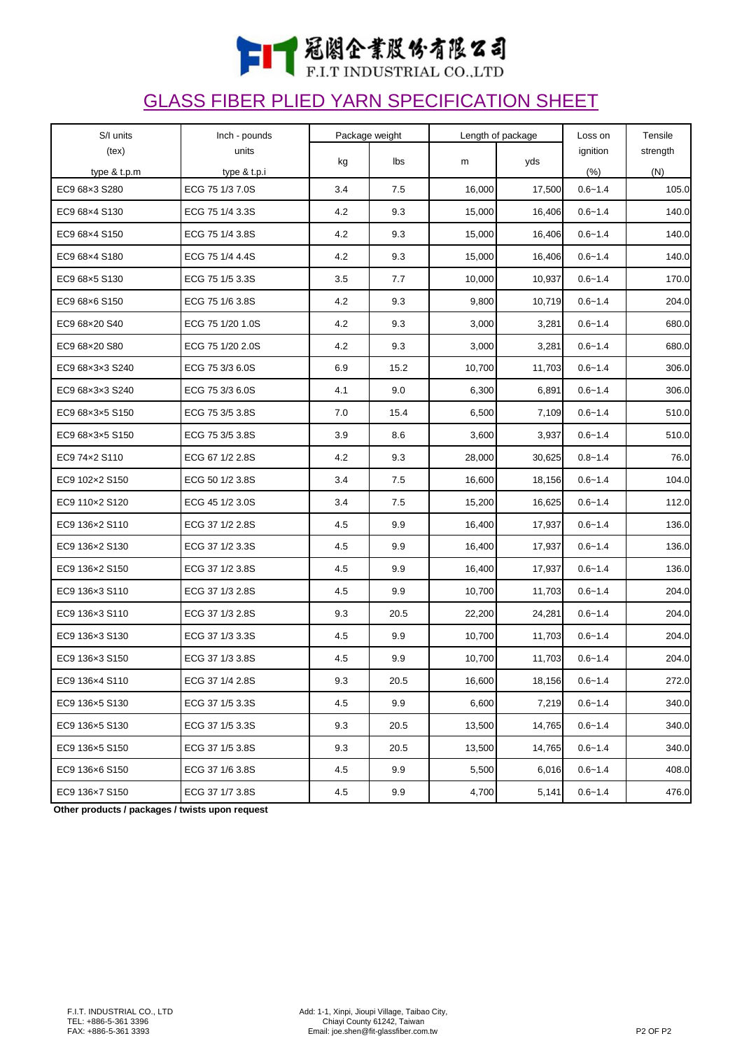冠閣企業股份有限公司
F.I.T INDUSTRIAL CO.,LTD

# GLASS FIBER PLIED YARN SPECIFICATION SHEET

| S/I units (tex) type & t.p.m | Inch - pounds units type & t.p.i | Package weight | | Length of package | | Loss on ignition (%) | Tensile strength (N) |
|---|---|---|---|---|---|---|---|
| | | kg | lbs | m | yds | | |
| EC9 68×3 S280 | ECG 75 1/3 7.0S | 3.4 | 7.5 | 16,000 | 17,500 | 0.6~1.4 | 105.0 |
| EC9 68×4 S130 | ECG 75 1/4 3.3S | 4.2 | 9.3 | 15,000 | 16,406 | 0.6~1.4 | 140.0 |
| EC9 68×4 S150 | ECG 75 1/4 3.8S | 4.2 | 9.3 | 15,000 | 16,406 | 0.6~1.4 | 140.0 |
| EC9 68×4 S180 | ECG 75 1/4 4.4S | 4.2 | 9.3 | 15,000 | 16,406 | 0.6~1.4 | 140.0 |
| EC9 68×5 S130 | ECG 75 1/5 3.3S | 3.5 | 7.7 | 10,000 | 10,937 | 0.6~1.4 | 170.0 |
| EC9 68×6 S150 | ECG 75 1/6 3.8S | 4.2 | 9.3 | 9,800 | 10,719 | 0.6~1.4 | 204.0 |
| EC9 68×20 S40 | ECG 75 1/20 1.0S | 4.2 | 9.3 | 3,000 | 3,281 | 0.6~1.4 | 680.0 |
| EC9 68×20 S80 | ECG 75 1/20 2.0S | 4.2 | 9.3 | 3,000 | 3,281 | 0.6~1.4 | 680.0 |
| EC9 68×3×3 S240 | ECG 75 3/3 6.0S | 6.9 | 15.2 | 10,700 | 11,703 | 0.6~1.4 | 306.0 |
| EC9 68×3×3 S240 | ECG 75 3/3 6.0S | 4.1 | 9.0 | 6,300 | 6,891 | 0.6~1.4 | 306.0 |
| EC9 68×3×5 S150 | ECG 75 3/5 3.8S | 7.0 | 15.4 | 6,500 | 7,109 | 0.6~1.4 | 510.0 |
| EC9 68×3×5 S150 | ECG 75 3/5 3.8S | 3.9 | 8.6 | 3,600 | 3,937 | 0.6~1.4 | 510.0 |
| EC9 74×2 S110 | ECG 67 1/2 2.8S | 4.2 | 9.3 | 28,000 | 30,625 | 0.8~1.4 | 76.0 |
| EC9 102×2 S150 | ECG 50 1/2 3.8S | 3.4 | 7.5 | 16,600 | 18,156 | 0.6~1.4 | 104.0 |
| EC9 110×2 S120 | ECG 45 1/2 3.0S | 3.4 | 7.5 | 15,200 | 16,625 | 0.6~1.4 | 112.0 |
| EC9 136×2 S110 | ECG 37 1/2 2.8S | 4.5 | 9.9 | 16,400 | 17,937 | 0.6~1.4 | 136.0 |
| EC9 136×2 S130 | ECG 37 1/2 3.3S | 4.5 | 9.9 | 16,400 | 17,937 | 0.6~1.4 | 136.0 |
| EC9 136×2 S150 | ECG 37 1/2 3.8S | 4.5 | 9.9 | 16,400 | 17,937 | 0.6~1.4 | 136.0 |
| EC9 136×3 S110 | ECG 37 1/3 2.8S | 4.5 | 9.9 | 10,700 | 11,703 | 0.6~1.4 | 204.0 |
| EC9 136×3 S110 | ECG 37 1/3 2.8S | 9.3 | 20.5 | 22,200 | 24,281 | 0.6~1.4 | 204.0 |
| EC9 136×3 S130 | ECG 37 1/3 3.3S | 4.5 | 9.9 | 10,700 | 11,703 | 0.6~1.4 | 204.0 |
| EC9 136×3 S150 | ECG 37 1/3 3.8S | 4.5 | 9.9 | 10,700 | 11,703 | 0.6~1.4 | 204.0 |
| EC9 136×4 S110 | ECG 37 1/4 2.8S | 9.3 | 20.5 | 16,600 | 18,156 | 0.6~1.4 | 272.0 |
| EC9 136×5 S130 | ECG 37 1/5 3.3S | 4.5 | 9.9 | 6,600 | 7,219 | 0.6~1.4 | 340.0 |
| EC9 136×5 S130 | ECG 37 1/5 3.3S | 9.3 | 20.5 | 13,500 | 14,765 | 0.6~1.4 | 340.0 |
| EC9 136×5 S150 | ECG 37 1/5 3.8S | 9.3 | 20.5 | 13,500 | 14,765 | 0.6~1.4 | 340.0 |
| EC9 136×6 S150 | ECG 37 1/6 3.8S | 4.5 | 9.9 | 5,500 | 6,016 | 0.6~1.4 | 408.0 |
| EC9 136×7 S150 | ECG 37 1/7 3.8S | 4.5 | 9.9 | 4,700 | 5,141 | 0.6~1.4 | 476.0 |

**Other products / packages / twists upon request**

F.I.T. INDUSTRIAL CO., LTD
TEL: +886-5-361 3396
FAX: +886-5-361 3393

Add: 1-1, Xinpi, Jioupi Village, Taibao City,
Chiayi County 61242, Taiwan
Email: joe.shen@fit-glassfiber.com.tw